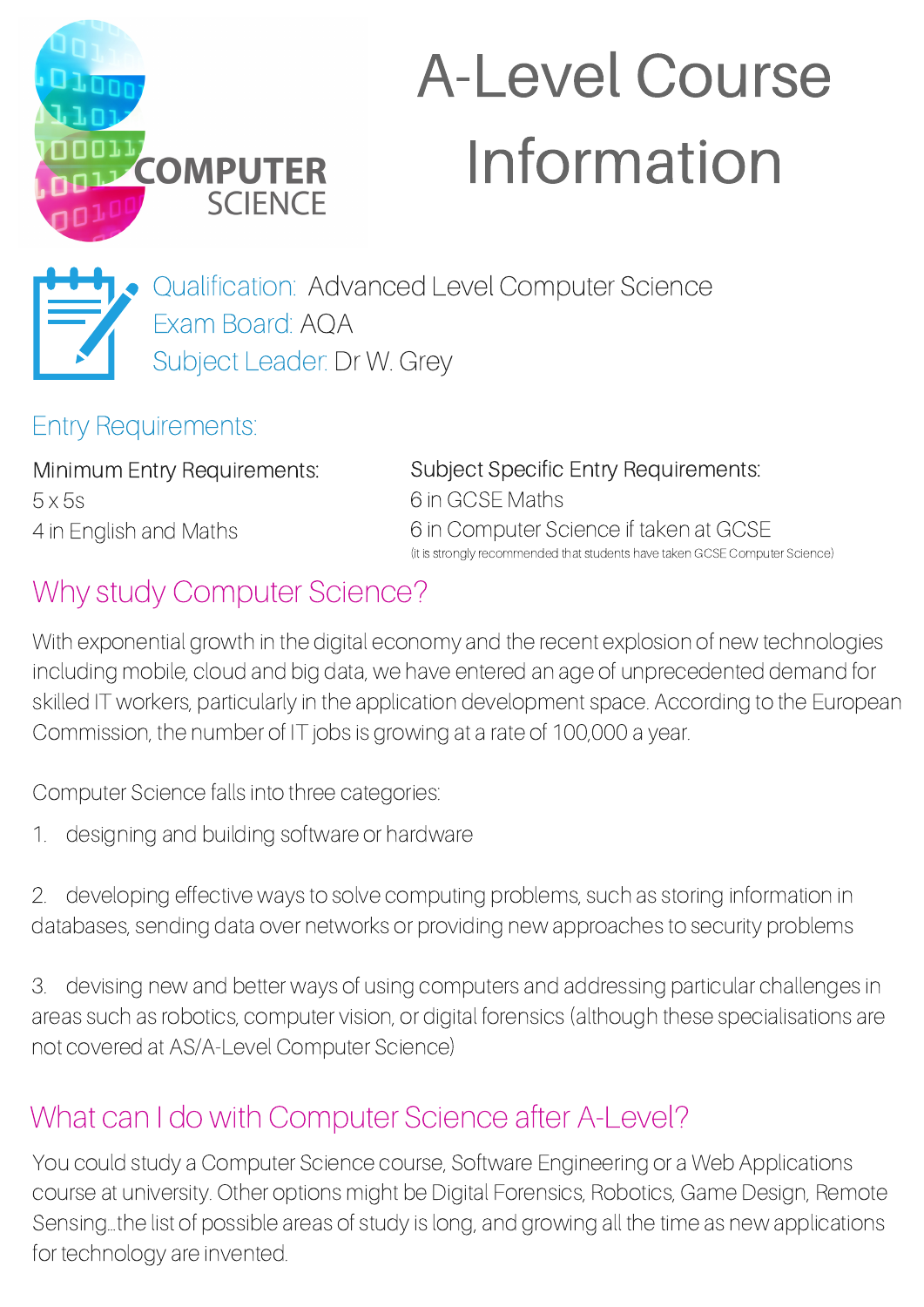# A-Level Course Information

Qualification: Advanced Level Computer Science
Exam Board: AQA
Subject Leader: Dr W. Grey

## Entry Requirements:

Minimum Entry Requirements:
5 x 5s
4 in English and Maths

Subject Specific Entry Requirements:
6 in GCSE Maths
6 in Computer Science if taken at GCSE
(It is strongly recommended that students have taken GCSE Computer Science)

## Why study Computer Science?

With exponential growth in the digital economy and the recent explosion of new technologies including mobile, cloud and big data, we have entered an age of unprecedented demand for skilled IT workers, particularly in the application development space. According to the European Commission, the number of IT jobs is growing at a rate of 100,000 a year.

Computer Science falls into three categories:

1. designing and building software or hardware
2. developing effective ways to solve computing problems, such as storing information in databases, sending data over networks or providing new approaches to security problems
3. devising new and better ways of using computers and addressing particular challenges in areas such as robotics, computer vision, or digital forensics (although these specialisations are not covered at AS/A-Level Computer Science)

## What can I do with Computer Science after A-Level?

You could study a Computer Science course, Software Engineering or a Web Applications course at university. Other options might be Digital Forensics, Robotics, Game Design, Remote Sensing…the list of possible areas of study is long, and growing all the time as new applications for technology are invented.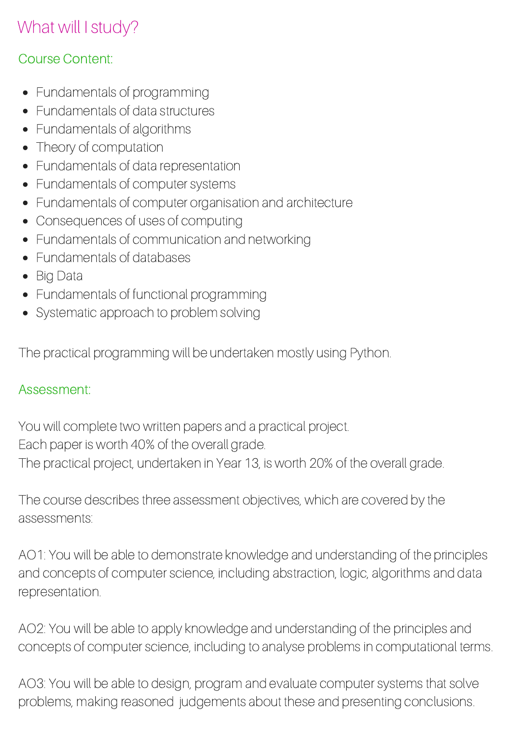# What will I study?

## Course Content:

- Fundamentals of programming
- Fundamentals of data structures
- Fundamentals of algorithms
- Theory of computation
- Fundamentals of data representation
- Fundamentals of computer systems
- Fundamentals of computer organisation and architecture
- Consequences of uses of computing
- Fundamentals of communication and networking
- Fundamentals of databases
- Big Data
- Fundamentals of functional programming
- Systematic approach to problem solving

The practical programming will be undertaken mostly using Python.

## Assessment:

You will complete two written papers and a practical project.
Each paper is worth 40% of the overall grade.
The practical project, undertaken in Year 13, is worth 20% of the overall grade.

The course describes three assessment objectives, which are covered by the assessments:

AO1: You will be able to demonstrate knowledge and understanding of the principles and concepts of computer science, including abstraction, logic, algorithms and data representation.

AO2: You will be able to apply knowledge and understanding of the principles and concepts of computer science, including to analyse problems in computational terms.

AO3: You will be able to design, program and evaluate computer systems that solve problems, making reasoned judgements about these and presenting conclusions.